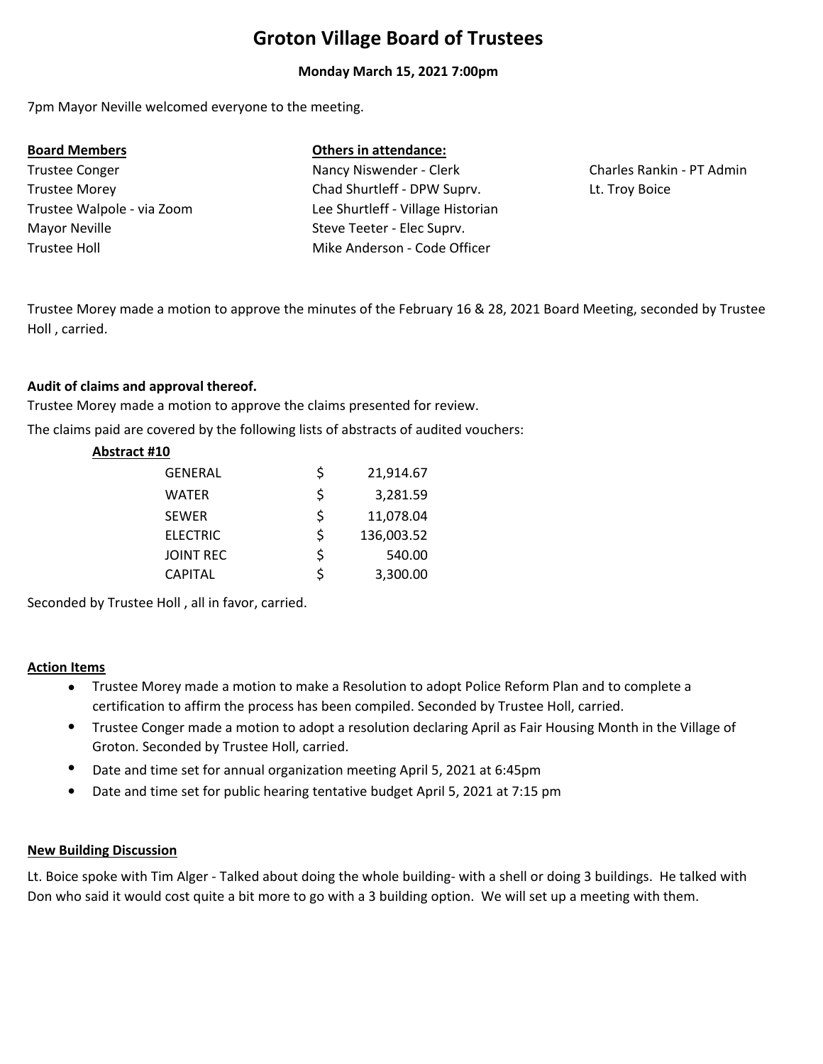# Groton Village Board of Trustees

**Monday March 15, 2021 7:00pm**

7pm Mayor Neville welcomed everyone to the meeting.

| **Board Members** | **Others in attendance:** | |
|---|---|---|
| Trustee Conger | Nancy Niswender - Clerk | Charles Rankin - PT Admin |
| Trustee Morey | Chad Shurtleff - DPW Suprv. | Lt. Troy Boice |
| Trustee Walpole - via Zoom | Lee Shurtleff - Village Historian | |
| Mayor Neville | Steve Teeter - Elec Suprv. | |
| Trustee Holl | Mike Anderson - Code Officer | |

Trustee Morey made a motion to approve the minutes of the February 16 & 28, 2021 Board Meeting, seconded by Trustee Holl , carried.

**Audit of claims and approval thereof.**

Trustee Morey made a motion to approve the claims presented for review.

The claims paid are covered by the following lists of abstracts of audited vouchers:

**Abstract #10**

| | | |
|---|---|---|
| GENERAL | $ | 21,914.67 |
| WATER | $ | 3,281.59 |
| SEWER | $ | 11,078.04 |
| ELECTRIC | $ | 136,003.52 |
| JOINT REC | $ | 540.00 |
| CAPITAL | $ | 3,300.00 |

Seconded by Trustee Holl , all in favor, carried.

**Action Items**

- Trustee Morey made a motion to make a Resolution to adopt Police Reform Plan and to complete a certification to affirm the process has been compiled. Seconded by Trustee Holl, carried.
- Trustee Conger made a motion to adopt a resolution declaring April as Fair Housing Month in the Village of Groton. Seconded by Trustee Holl, carried.
- Date and time set for annual organization meeting April 5, 2021 at 6:45pm
- Date and time set for public hearing tentative budget April 5, 2021 at 7:15 pm

**New Building Discussion**

Lt. Boice spoke with Tim Alger - Talked about doing the whole building- with a shell or doing 3 buildings. He talked with Don who said it would cost quite a bit more to go with a 3 building option. We will set up a meeting with them.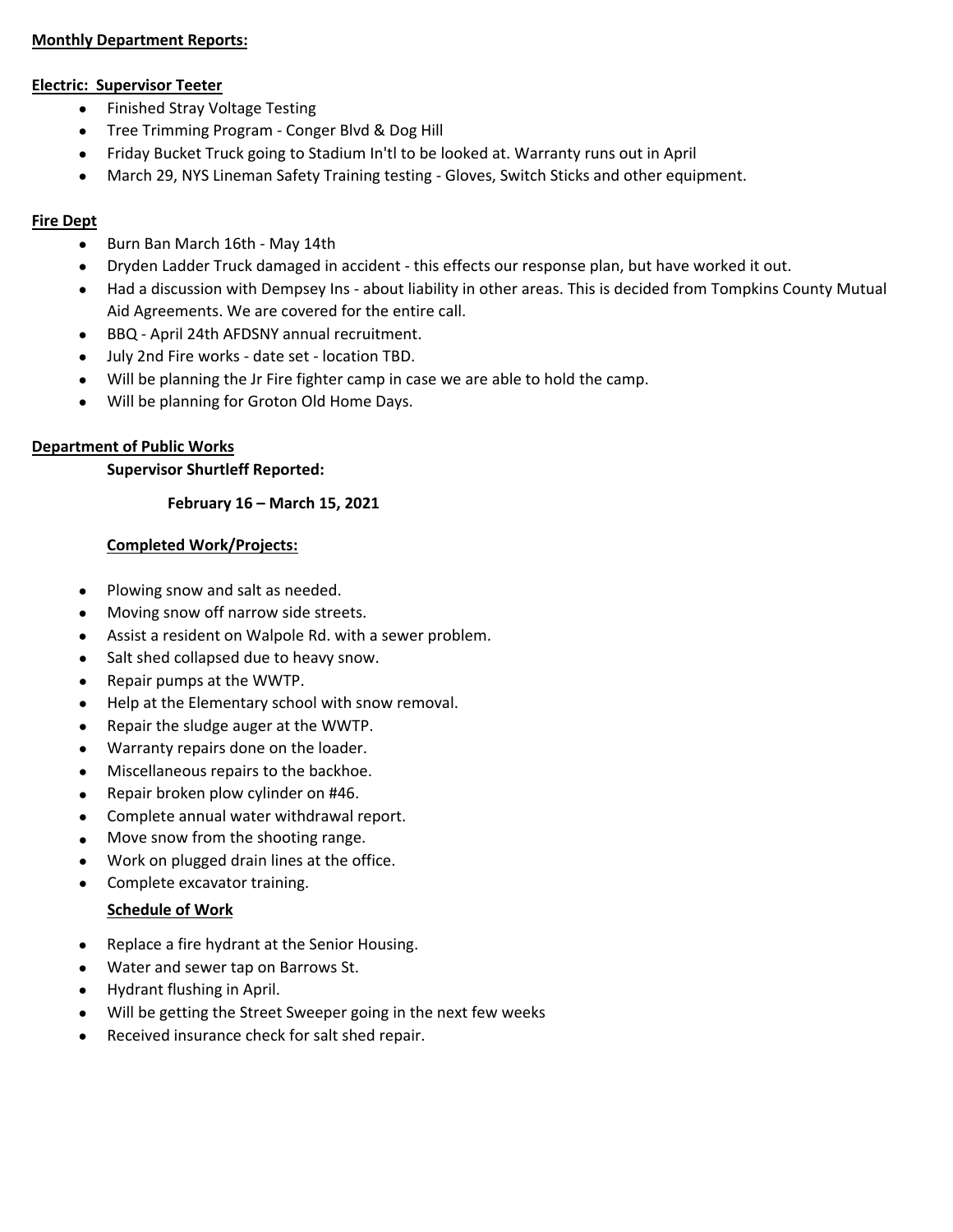**Monthly Department Reports:**

**Electric: Supervisor Teeter**

- Finished Stray Voltage Testing
- Tree Trimming Program - Conger Blvd & Dog Hill
- Friday Bucket Truck going to Stadium In'tl to be looked at. Warranty runs out in April
- March 29, NYS Lineman Safety Training testing - Gloves, Switch Sticks and other equipment.

**Fire Dept**

- Burn Ban March 16th - May 14th
- Dryden Ladder Truck damaged in accident - this effects our response plan, but have worked it out.
- Had a discussion with Dempsey Ins - about liability in other areas. This is decided from Tompkins County Mutual Aid Agreements. We are covered for the entire call.
- BBQ - April 24th AFDSNY annual recruitment.
- July 2nd Fire works - date set - location TBD.
- Will be planning the Jr Fire fighter camp in case we are able to hold the camp.
- Will be planning for Groton Old Home Days.

**Department of Public Works**

**Supervisor Shurtleff Reported:**

**February 16 – March 15, 2021**

**Completed Work/Projects:**

- Plowing snow and salt as needed.
- Moving snow off narrow side streets.
- Assist a resident on Walpole Rd. with a sewer problem.
- Salt shed collapsed due to heavy snow.
- Repair pumps at the WWTP.
- Help at the Elementary school with snow removal.
- Repair the sludge auger at the WWTP.
- Warranty repairs done on the loader.
- Miscellaneous repairs to the backhoe.
- Repair broken plow cylinder on #46.
- Complete annual water withdrawal report.
- Move snow from the shooting range.
- Work on plugged drain lines at the office.
- Complete excavator training.

**Schedule of Work**

- Replace a fire hydrant at the Senior Housing.
- Water and sewer tap on Barrows St.
- Hydrant flushing in April.
- Will be getting the Street Sweeper going in the next few weeks
- Received insurance check for salt shed repair.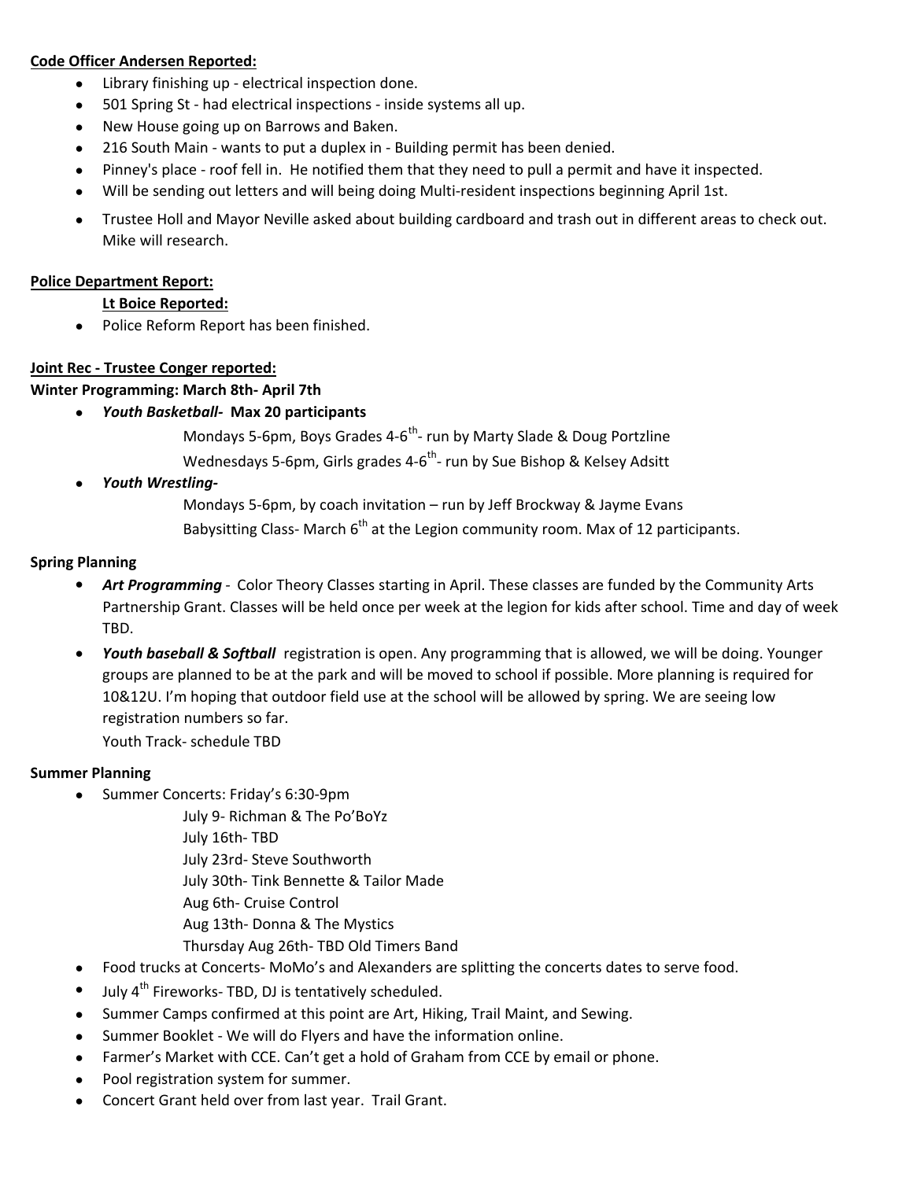**Code Officer Andersen Reported:**

- Library finishing up - electrical inspection done.
- 501 Spring St - had electrical inspections - inside systems all up.
- New House going up on Barrows and Baken.
- 216 South Main - wants to put a duplex in - Building permit has been denied.
- Pinney's place - roof fell in. He notified them that they need to pull a permit and have it inspected.
- Will be sending out letters and will being doing Multi-resident inspections beginning April 1st.
- Trustee Holl and Mayor Neville asked about building cardboard and trash out in different areas to check out. Mike will research.

**Police Department Report:**

**Lt Boice Reported:**

- Police Reform Report has been finished.

**Joint Rec - Trustee Conger reported:**

**Winter Programming: March 8th- April 7th**

- ***Youth Basketball-* Max 20 participants**

  Mondays 5-6pm, Boys Grades 4-6th- run by Marty Slade & Doug Portzline

  Wednesdays 5-6pm, Girls grades 4-6th- run by Sue Bishop & Kelsey Adsitt

- ***Youth Wrestling-***

  Mondays 5-6pm, by coach invitation – run by Jeff Brockway & Jayme Evans

  Babysitting Class- March 6th at the Legion community room. Max of 12 participants.

**Spring Planning**

- ***Art Programming*** - Color Theory Classes starting in April. These classes are funded by the Community Arts Partnership Grant. Classes will be held once per week at the legion for kids after school. Time and day of week TBD.
- ***Youth baseball & Softball*** registration is open. Any programming that is allowed, we will be doing. Younger groups are planned to be at the park and will be moved to school if possible. More planning is required for 10&12U. I'm hoping that outdoor field use at the school will be allowed by spring. We are seeing low registration numbers so far.

  Youth Track- schedule TBD

**Summer Planning**

- Summer Concerts: Friday's 6:30-9pm

  July 9- Richman & The Po'BoYz
  July 16th- TBD
  July 23rd- Steve Southworth
  July 30th- Tink Bennette & Tailor Made
  Aug 6th- Cruise Control
  Aug 13th- Donna & The Mystics
  Thursday Aug 26th- TBD Old Timers Band

- Food trucks at Concerts- MoMo's and Alexanders are splitting the concerts dates to serve food.
- July 4th Fireworks- TBD, DJ is tentatively scheduled.
- Summer Camps confirmed at this point are Art, Hiking, Trail Maint, and Sewing.
- Summer Booklet - We will do Flyers and have the information online.
- Farmer's Market with CCE. Can't get a hold of Graham from CCE by email or phone.
- Pool registration system for summer.
- Concert Grant held over from last year. Trail Grant.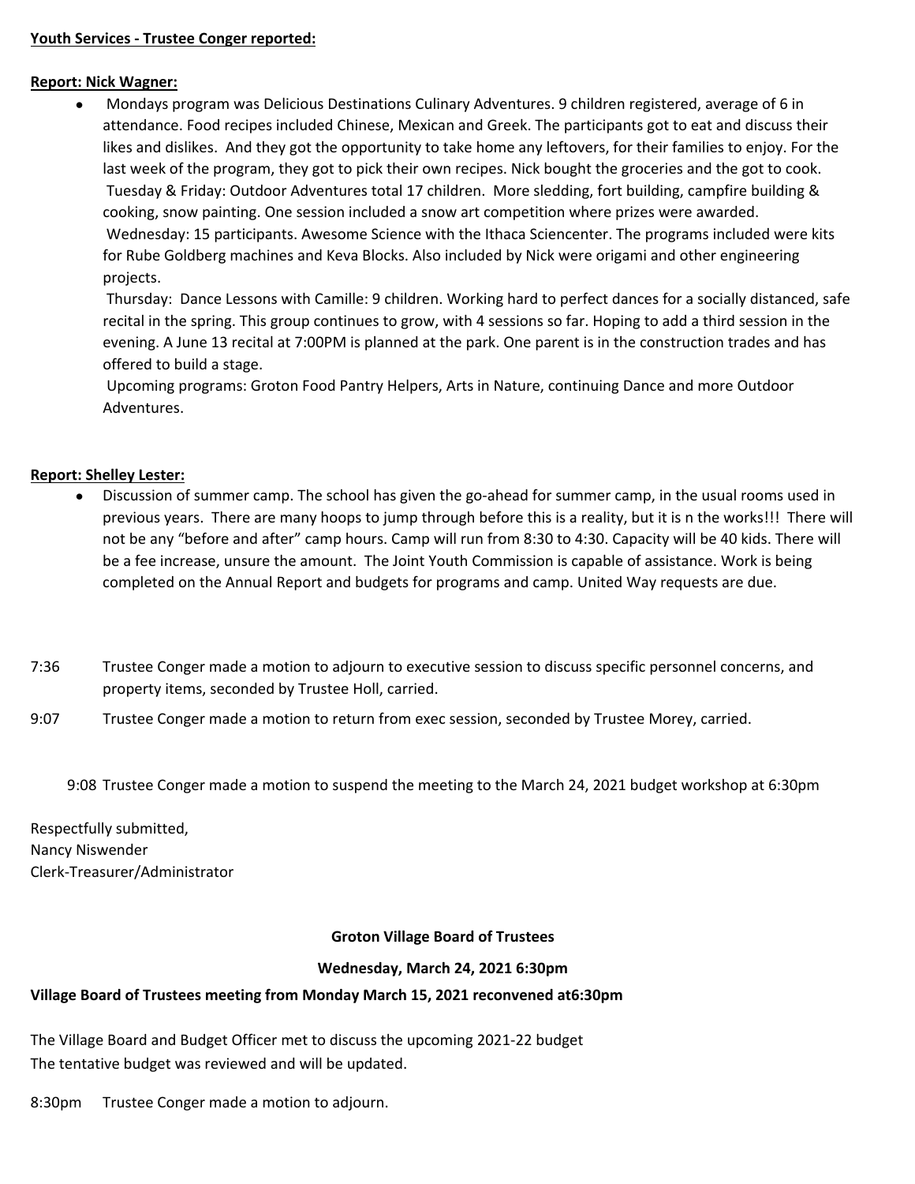**Youth Services - Trustee Conger reported:**

**Report: Nick Wagner:**

- Mondays program was Delicious Destinations Culinary Adventures. 9 children registered, average of 6 in attendance. Food recipes included Chinese, Mexican and Greek. The participants got to eat and discuss their likes and dislikes. And they got the opportunity to take home any leftovers, for their families to enjoy. For the last week of the program, they got to pick their own recipes. Nick bought the groceries and the got to cook.
  Tuesday & Friday: Outdoor Adventures total 17 children. More sledding, fort building, campfire building & cooking, snow painting. One session included a snow art competition where prizes were awarded.
  Wednesday: 15 participants. Awesome Science with the Ithaca Sciencenter. The programs included were kits for Rube Goldberg machines and Keva Blocks. Also included by Nick were origami and other engineering projects.
  Thursday: Dance Lessons with Camille: 9 children. Working hard to perfect dances for a socially distanced, safe recital in the spring. This group continues to grow, with 4 sessions so far. Hoping to add a third session in the evening. A June 13 recital at 7:00PM is planned at the park. One parent is in the construction trades and has offered to build a stage.
  Upcoming programs: Groton Food Pantry Helpers, Arts in Nature, continuing Dance and more Outdoor Adventures.

**Report: Shelley Lester:**

- Discussion of summer camp. The school has given the go-ahead for summer camp, in the usual rooms used in previous years. There are many hoops to jump through before this is a reality, but it is n the works!!! There will not be any "before and after" camp hours. Camp will run from 8:30 to 4:30. Capacity will be 40 kids. There will be a fee increase, unsure the amount. The Joint Youth Commission is capable of assistance. Work is being completed on the Annual Report and budgets for programs and camp. United Way requests are due.

7:36 Trustee Conger made a motion to adjourn to executive session to discuss specific personnel concerns, and property items, seconded by Trustee Holl, carried.

9:07 Trustee Conger made a motion to return from exec session, seconded by Trustee Morey, carried.

9:08 Trustee Conger made a motion to suspend the meeting to the March 24, 2021 budget workshop at 6:30pm

Respectfully submitted,
Nancy Niswender
Clerk-Treasurer/Administrator

**Groton Village Board of Trustees**

**Wednesday, March 24, 2021 6:30pm**

**Village Board of Trustees meeting from Monday March 15, 2021 reconvened at6:30pm**

The Village Board and Budget Officer met to discuss the upcoming 2021-22 budget
The tentative budget was reviewed and will be updated.

8:30pm Trustee Conger made a motion to adjourn.